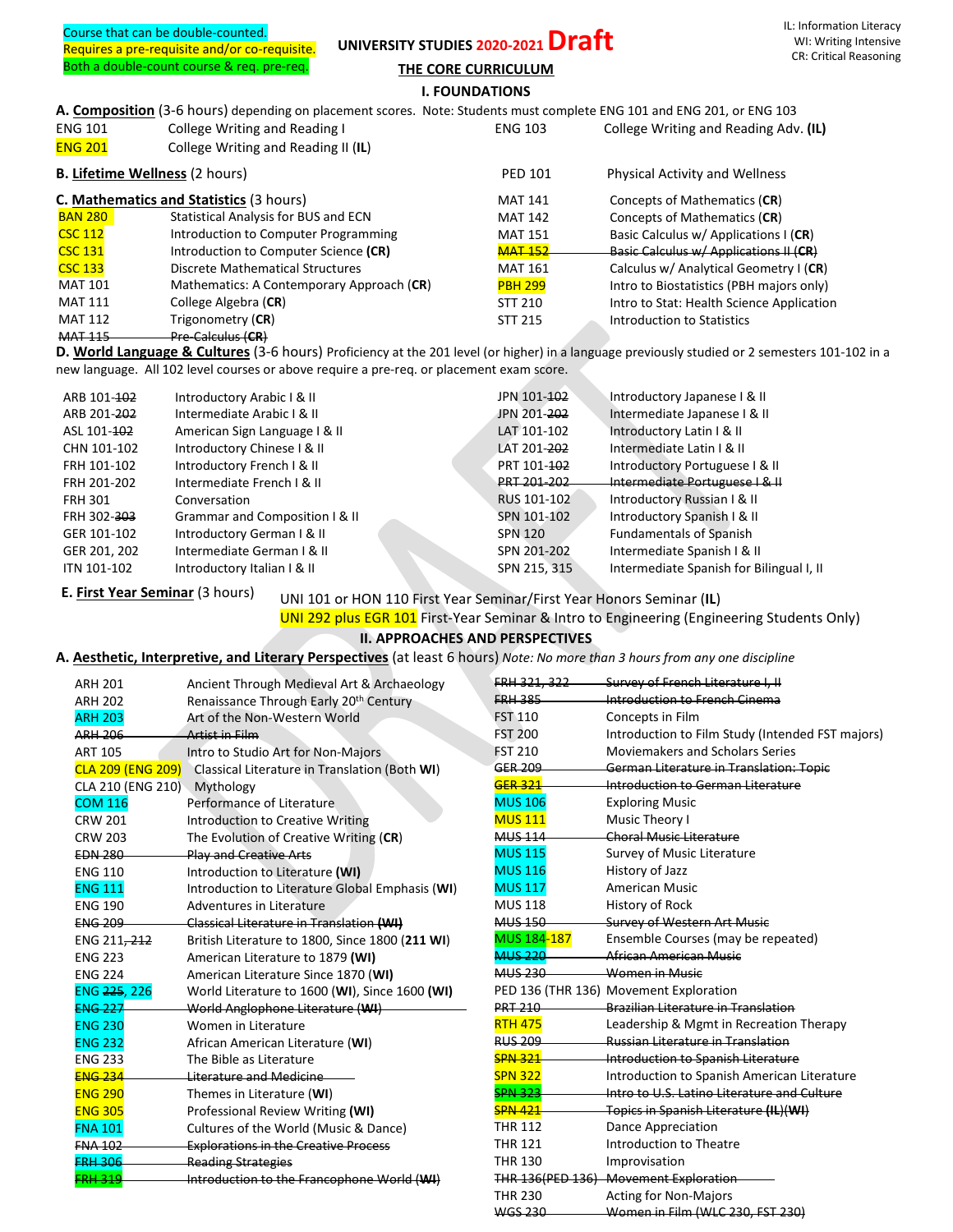Course that can be double-counted.
Requires a pre-requisite and/or co-requisite.
Both a double-count course & req. pre-req.

IL: Information Literacy
WI: Writing Intensive
CR: Critical Reasoning

# UNIVERSITY STUDIES 2020-2021 Draft

## THE CORE CURRICULUM

## I. FOUNDATIONS

### A. Composition (3-6 hours) depending on placement scores. Note: Students must complete ENG 101 and ENG 201, or ENG 103

| | |
|---|---|
| ENG 101 | College Writing and Reading I |
| ENG 201 | College Writing and Reading II (**IL**) |
| ENG 103 | College Writing and Reading Adv. (**IL**) |

### B. Lifetime Wellness (2 hours)

| | |
|---|---|
| PED 101 | Physical Activity and Wellness |

### C. Mathematics and Statistics (3 hours)

| | |
|---|---|
| BAN 280 | Statistical Analysis for BUS and ECN |
| CSC 112 | Introduction to Computer Programming |
| CSC 131 | Introduction to Computer Science (**CR**) |
| CSC 133 | Discrete Mathematical Structures |
| MAT 101 | Mathematics: A Contemporary Approach (**CR**) |
| MAT 111 | College Algebra (**CR**) |
| MAT 112 | Trigonometry (**CR**) |
| ~~MAT 115~~ | ~~Pre-Calculus (**CR**)~~ |
| MAT 141 | Concepts of Mathematics (**CR**) |
| MAT 142 | Concepts of Mathematics (**CR**) |
| MAT 151 | Basic Calculus w/ Applications I (**CR**) |
| ~~MAT 152~~ | ~~Basic Calculus w/ Applications II (**CR**)~~ |
| MAT 161 | Calculus w/ Analytical Geometry I (**CR**) |
| PBH 299 | Intro to Biostatistics (PBH majors only) |
| STT 210 | Intro to Stat: Health Science Application |
| STT 215 | Introduction to Statistics |

### D. World Language & Cultures (3-6 hours) Proficiency at the 201 level (or higher) in a language previously studied or 2 semesters 101-102 in a new language. All 102 level courses or above require a pre-req. or placement exam score.

| | |
|---|---|
| ARB 101-~~102~~ | Introductory Arabic I & II |
| ARB 201-~~202~~ | Intermediate Arabic I & II |
| ASL 101-~~102~~ | American Sign Language I & II |
| CHN 101-102 | Introductory Chinese I & II |
| FRH 101-102 | Introductory French I & II |
| FRH 201-202 | Intermediate French I & II |
| FRH 301 | Conversation |
| FRH 302-~~303~~ | Grammar and Composition I & II |
| GER 101-102 | Introductory German I & II |
| GER 201, 202 | Intermediate German I & II |
| ITN 101-102 | Introductory Italian I & II |
| JPN 101-~~102~~ | Introductory Japanese I & II |
| JPN 201-~~202~~ | Intermediate Japanese I & II |
| LAT 101-102 | Introductory Latin I & II |
| LAT 201-~~202~~ | Intermediate Latin I & II |
| PRT 101-~~102~~ | Introductory Portuguese I & II |
| ~~PRT 201-202~~ | ~~Intermediate Portuguese I & II~~ |
| RUS 101-102 | Introductory Russian I & II |
| SPN 101-102 | Introductory Spanish I & II |
| SPN 120 | Fundamentals of Spanish |
| SPN 201-202 | Intermediate Spanish I & II |
| SPN 215, 315 | Intermediate Spanish for Bilingual I, II |

### E. First Year Seminar (3 hours)

UNI 101 or HON 110 First Year Seminar/First Year Honors Seminar (**IL**)

UNI 292 plus EGR 101 First-Year Seminar & Intro to Engineering (Engineering Students Only)

## II. APPROACHES AND PERSPECTIVES

### A. Aesthetic, Interpretive, and Literary Perspectives (at least 6 hours) *Note: No more than 3 hours from any one discipline*

| | |
|---|---|
| ARH 201 | Ancient Through Medieval Art & Archaeology |
| ARH 202 | Renaissance Through Early 20th Century |
| ARH 203 | Art of the Non-Western World |
| ~~ARH 206~~ | ~~Artist in Film~~ |
| ART 105 | Intro to Studio Art for Non-Majors |
| CLA 209 (ENG 209) | Classical Literature in Translation (Both **WI**) |
| CLA 210 (ENG 210) | Mythology |
| COM 116 | Performance of Literature |
| CRW 201 | Introduction to Creative Writing |
| CRW 203 | The Evolution of Creative Writing (**CR**) |
| ~~EDN 280~~ | ~~Play and Creative Arts~~ |
| ENG 110 | Introduction to Literature (**WI**) |
| ENG 111 | Introduction to Literature Global Emphasis (**WI**) |
| ENG 190 | Adventures in Literature |
| ~~ENG 209~~ | ~~Classical Literature in Translation (**WI**)~~ |
| ENG 211, ~~212~~ | British Literature to 1800, Since 1800 (**211 WI**) |
| ENG 223 | American Literature to 1879 (**WI**) |
| ENG 224 | American Literature Since 1870 (**WI**) |
| ENG ~~225~~, 226 | World Literature to 1600 (**WI**), Since 1600 (**WI**) |
| ~~ENG 227~~ | ~~World Anglophone Literature (**WI**)~~ |
| ENG 230 | Women in Literature |
| ENG 232 | African American Literature (**WI**) |
| ENG 233 | The Bible as Literature |
| ~~ENG 234~~ | ~~Literature and Medicine~~ |
| ENG 290 | Themes in Literature (**WI**) |
| ENG 305 | Professional Review Writing (**WI**) |
| FNA 101 | Cultures of the World (Music & Dance) |
| ~~FNA 102~~ | ~~Explorations in the Creative Process~~ |
| ~~FRH 306~~ | ~~Reading Strategies~~ |
| ~~FRH 319~~ | ~~Introduction to the Francophone World (**WI**)~~ |
| ~~FRH 321, 322~~ | ~~Survey of French Literature I, II~~ |
| ~~FRH 385~~ | ~~Introduction to French Cinema~~ |
| FST 110 | Concepts in Film |
| FST 200 | Introduction to Film Study (Intended FST majors) |
| FST 210 | Moviemakers and Scholars Series |
| ~~GER 209~~ | ~~German Literature in Translation: Topic~~ |
| ~~GER 321~~ | ~~Introduction to German Literature~~ |
| MUS 106 | Exploring Music |
| MUS 111 | Music Theory I |
| ~~MUS 114~~ | ~~Choral Music Literature~~ |
| MUS 115 | Survey of Music Literature |
| MUS 116 | History of Jazz |
| MUS 117 | American Music |
| MUS 118 | History of Rock |
| ~~MUS 150~~ | ~~Survey of Western Art Music~~ |
| MUS 184-187 | Ensemble Courses (may be repeated) |
| ~~MUS 220~~ | ~~African American Music~~ |
| ~~MUS 230~~ | ~~Women in Music~~ |
| PED 136 (THR 136) | Movement Exploration |
| ~~PRT 210~~ | ~~Brazilian Literature in Translation~~ |
| RTH 475 | Leadership & Mgmt in Recreation Therapy |
| ~~RUS 209~~ | ~~Russian Literature in Translation~~ |
| ~~SPN 321~~ | ~~Introduction to Spanish Literature~~ |
| SPN 322 | Introduction to Spanish American Literature |
| ~~SPN 323~~ | ~~Intro to U.S. Latino Literature and Culture~~ |
| ~~SPN 421~~ | ~~Topics in Spanish Literature (**IL**)(**WI**)~~ |
| THR 112 | Dance Appreciation |
| THR 121 | Introduction to Theatre |
| THR 130 | Improvisation |
| ~~THR 136(PED 136)~~ | ~~Movement Exploration~~ |
| THR 230 | Acting for Non-Majors |
| ~~WGS 230~~ | ~~Women in Film (WLC 230, FST 230)~~ |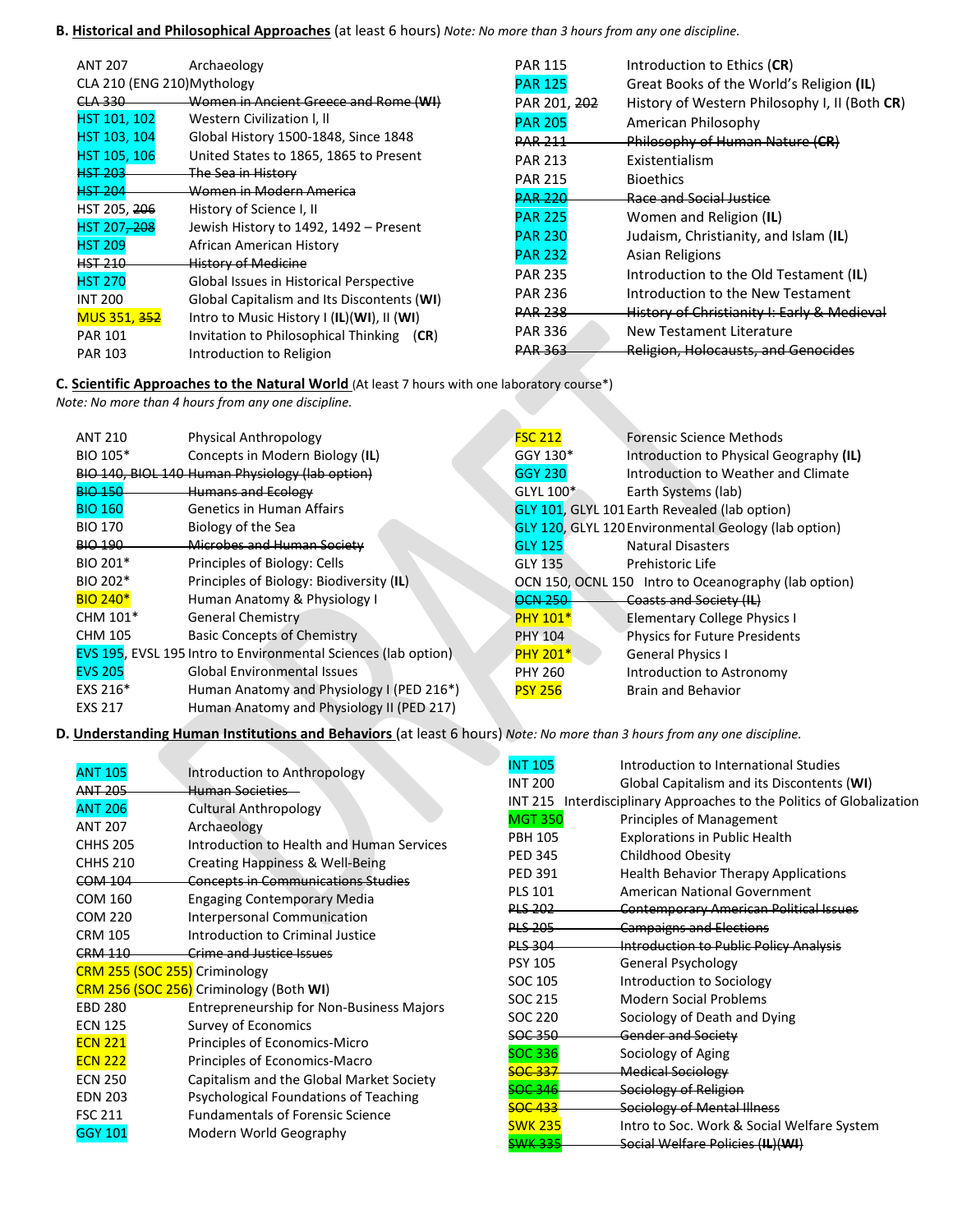**B. <u>Historical and Philosophical Approaches</u>** (at least 6 hours) *Note: No more than 3 hours from any one discipline.*

| Course | Title |
|---|---|
| ANT 207 | Archaeology |
| CLA 210 (ENG 210) | Mythology |
| ~~CLA 330~~ | ~~Women in Ancient Greece and Rome (**WI**)~~ |
| HST 101, 102 | Western Civilization I, II |
| HST 103, 104 | Global History 1500-1848, Since 1848 |
| HST 105, 106 | United States to 1865, 1865 to Present |
| ~~HST 203~~ | ~~The Sea in History~~ |
| ~~HST 204~~ | ~~Women in Modern America~~ |
| HST 205, ~~206~~ | History of Science I, II |
| HST 207, ~~208~~ | Jewish History to 1492, 1492 – Present |
| HST 209 | African American History |
| ~~HST 210~~ | ~~History of Medicine~~ |
| HST 270 | Global Issues in Historical Perspective |
| INT 200 | Global Capitalism and Its Discontents (**WI**) |
| MUS 351, ~~352~~ | Intro to Music History I (**IL**)(**WI**), II (**WI**) |
| PAR 101 | Invitation to Philosophical Thinking (**CR**) |
| PAR 103 | Introduction to Religion |
| PAR 115 | Introduction to Ethics (**CR**) |
| PAR 125 | Great Books of the World's Religion (**IL**) |
| PAR 201, ~~202~~ | History of Western Philosophy I, II (Both **CR**) |
| PAR 205 | American Philosophy |
| ~~PAR 211~~ | ~~Philosophy of Human Nature (**CR**)~~ |
| PAR 213 | Existentialism |
| PAR 215 | Bioethics |
| ~~PAR 220~~ | ~~Race and Social Justice~~ |
| PAR 225 | Women and Religion (**IL**) |
| PAR 230 | Judaism, Christianity, and Islam (**IL**) |
| PAR 232 | Asian Religions |
| PAR 235 | Introduction to the Old Testament (**IL**) |
| PAR 236 | Introduction to the New Testament |
| ~~PAR 238~~ | ~~History of Christianity I: Early & Medieval~~ |
| PAR 336 | New Testament Literature |
| ~~PAR 363~~ | ~~Religion, Holocausts, and Genocides~~ |

**C. <u>Scientific Approaches to the Natural World</u>** (At least 7 hours with one laboratory course*)
*Note: No more than 4 hours from any one discipline.*

| Course | Title |
|---|---|
| ANT 210 | Physical Anthropology |
| BIO 105* | Concepts in Modern Biology (**IL**) |
| ~~BIO 140, BIOL 140~~ | ~~Human Physiology (lab option)~~ |
| ~~BIO 150~~ | ~~Humans and Ecology~~ |
| BIO 160 | Genetics in Human Affairs |
| BIO 170 | Biology of the Sea |
| ~~BIO 190~~ | ~~Microbes and Human Society~~ |
| BIO 201* | Principles of Biology: Cells |
| BIO 202* | Principles of Biology: Biodiversity (**IL**) |
| BIO 240* | Human Anatomy & Physiology I |
| CHM 101* | General Chemistry |
| CHM 105 | Basic Concepts of Chemistry |
| EVS 195, EVSL 195 | Intro to Environmental Sciences (lab option) |
| EVS 205 | Global Environmental Issues |
| EXS 216* | Human Anatomy and Physiology I (PED 216*) |
| EXS 217 | Human Anatomy and Physiology II (PED 217) |
| FSC 212 | Forensic Science Methods |
| GGY 130* | Introduction to Physical Geography (**IL**) |
| GGY 230 | Introduction to Weather and Climate |
| GLYL 100* | Earth Systems (lab) |
| GLY 101, GLYL 101 | Earth Revealed (lab option) |
| GLY 120, GLYL 120 | Environmental Geology (lab option) |
| GLY 125 | Natural Disasters |
| GLY 135 | Prehistoric Life |
| OCN 150, OCNL 150 | Intro to Oceanography (lab option) |
| ~~OCN 250~~ | ~~Coasts and Society (**IL**)~~ |
| PHY 101* | Elementary College Physics I |
| PHY 104 | Physics for Future Presidents |
| PHY 201* | General Physics I |
| PHY 260 | Introduction to Astronomy |
| PSY 256 | Brain and Behavior |

**D. <u>Understanding Human Institutions and Behaviors</u>** (at least 6 hours) *Note: No more than 3 hours from any one discipline.*

| Course | Title |
|---|---|
| ANT 105 | Introduction to Anthropology |
| ~~ANT 205~~ | ~~Human Societies~~ |
| ANT 206 | Cultural Anthropology |
| ANT 207 | Archaeology |
| CHHS 205 | Introduction to Health and Human Services |
| CHHS 210 | Creating Happiness & Well-Being |
| ~~COM 104~~ | ~~Concepts in Communications Studies~~ |
| COM 160 | Engaging Contemporary Media |
| COM 220 | Interpersonal Communication |
| CRM 105 | Introduction to Criminal Justice |
| ~~CRM 110~~ | ~~Crime and Justice Issues~~ |
| CRM 255 (SOC 255) | Criminology |
| CRM 256 (SOC 256) | Criminology (Both **WI**) |
| EBD 280 | Entrepreneurship for Non-Business Majors |
| ECN 125 | Survey of Economics |
| ECN 221 | Principles of Economics-Micro |
| ECN 222 | Principles of Economics-Macro |
| ECN 250 | Capitalism and the Global Market Society |
| EDN 203 | Psychological Foundations of Teaching |
| FSC 211 | Fundamentals of Forensic Science |
| GGY 101 | Modern World Geography |
| INT 105 | Introduction to International Studies |
| INT 200 | Global Capitalism and its Discontents (**WI**) |
| INT 215 | Interdisciplinary Approaches to the Politics of Globalization |
| MGT 350 | Principles of Management |
| PBH 105 | Explorations in Public Health |
| PED 345 | Childhood Obesity |
| PED 391 | Health Behavior Therapy Applications |
| PLS 101 | American National Government |
| ~~PLS 202~~ | ~~Contemporary American Political Issues~~ |
| ~~PLS 205~~ | ~~Campaigns and Elections~~ |
| ~~PLS 304~~ | ~~Introduction to Public Policy Analysis~~ |
| PSY 105 | General Psychology |
| SOC 105 | Introduction to Sociology |
| SOC 215 | Modern Social Problems |
| SOC 220 | Sociology of Death and Dying |
| ~~SOC 350~~ | ~~Gender and Society~~ |
| SOC 336 | Sociology of Aging |
| ~~SOC 337~~ | ~~Medical Sociology~~ |
| ~~SOC 346~~ | ~~Sociology of Religion~~ |
| ~~SOC 433~~ | ~~Sociology of Mental Illness~~ |
| SWK 235 | Intro to Soc. Work & Social Welfare System |
| ~~SWK 335~~ | ~~Social Welfare Policies (**IL**)(**WI**)~~ |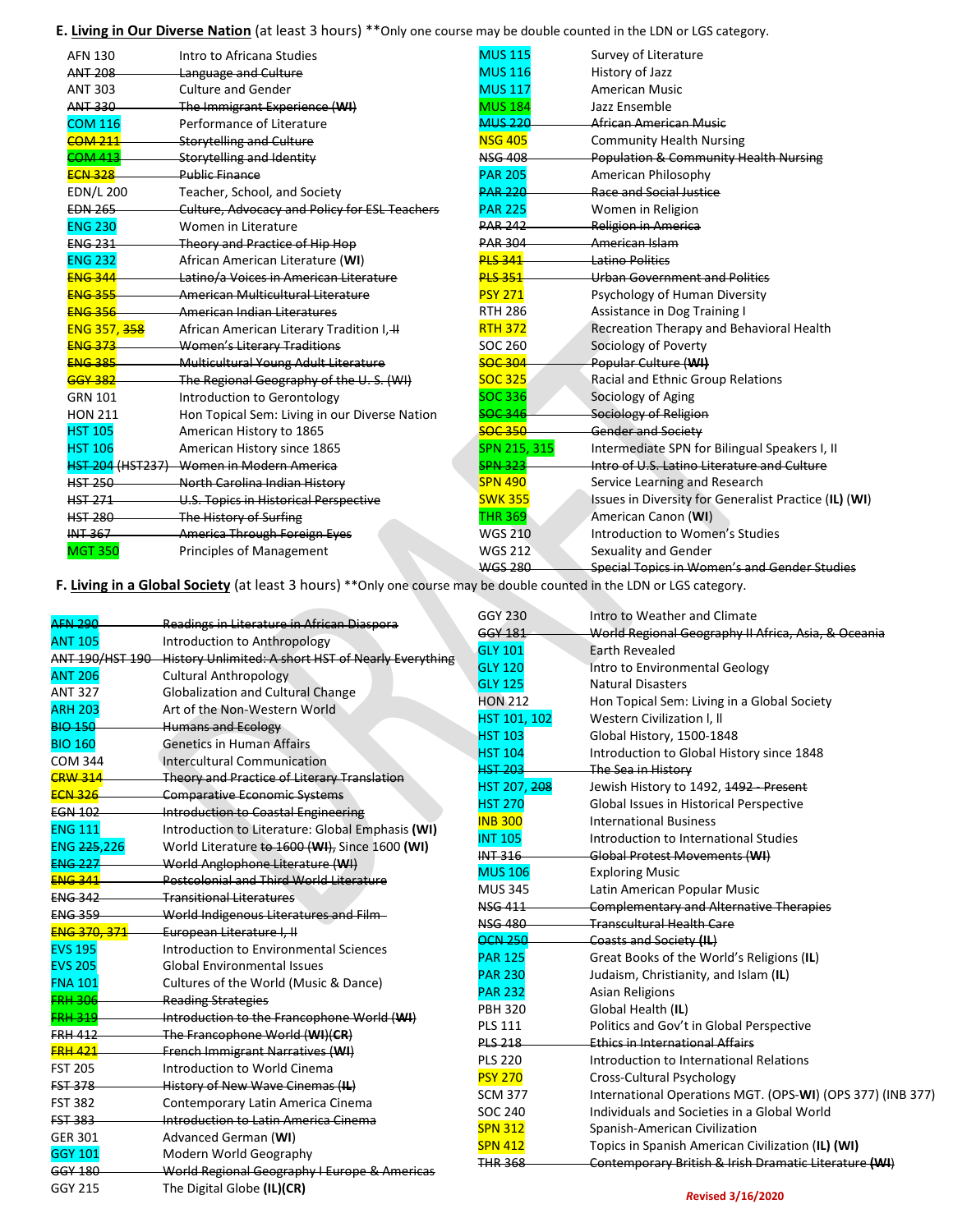**E. Living in Our Diverse Nation** (at least 3 hours) **Only one course may be double counted in the LDN or LGS category.

| | |
|---|---|
| AFN 130 | Intro to Africana Studies |
| ~~ANT 208~~ | ~~Language and Culture~~ |
| ANT 303 | Culture and Gender |
| ~~ANT 330~~ | ~~The Immigrant Experience **(WI)**~~ |
| COM 116 | Performance of Literature |
| ~~COM 211~~ | ~~Storytelling and Culture~~ |
| ~~COM 413~~ | ~~Storytelling and Identity~~ |
| ~~ECN 328~~ | ~~Public Finance~~ |
| EDN/L 200 | Teacher, School, and Society |
| ~~EDN 265~~ | ~~Culture, Advocacy and Policy for ESL Teachers~~ |
| ENG 230 | Women in Literature |
| ~~ENG 231~~ | ~~Theory and Practice of Hip Hop~~ |
| ENG 232 | African American Literature (**WI**) |
| ~~ENG 344~~ | ~~Latino/a Voices in American Literature~~ |
| ~~ENG 355~~ | ~~American Multicultural Literature~~ |
| ~~ENG 356~~ | ~~American Indian Literatures~~ |
| ENG 357, ~~358~~ | African American Literary Tradition I, ~~II~~ |
| ~~ENG 373~~ | ~~Women's Literary Traditions~~ |
| ~~ENG 385~~ | ~~Multicultural Young Adult Literature~~ |
| ~~GGY 382~~ | ~~The Regional Geography of the U. S. (WI)~~ |
| GRN 101 | Introduction to Gerontology |
| HON 211 | Hon Topical Sem: Living in our Diverse Nation |
| HST 105 | American History to 1865 |
| HST 106 | American History since 1865 |
| ~~HST 204~~ (HST237) | ~~Women in Modern America~~ |
| ~~HST 250~~ | ~~North Carolina Indian History~~ |
| ~~HST 271~~ | ~~U.S. Topics in Historical Perspective~~ |
| ~~HST 280~~ | ~~The History of Surfing~~ |
| ~~INT 367~~ | ~~America Through Foreign Eyes~~ |
| MGT 350 | Principles of Management |
| MUS 115 | Survey of Literature |
| MUS 116 | History of Jazz |
| MUS 117 | American Music |
| MUS 184 | Jazz Ensemble |
| ~~MUS 220~~ | ~~African American Music~~ |
| NSG 405 | Community Health Nursing |
| ~~NSG 408~~ | ~~Population & Community Health Nursing~~ |
| PAR 205 | American Philosophy |
| ~~PAR 220~~ | ~~Race and Social Justice~~ |
| PAR 225 | Women in Religion |
| ~~PAR 242~~ | ~~Religion in America~~ |
| ~~PAR 304~~ | ~~American Islam~~ |
| ~~PLS 341~~ | ~~Latino Politics~~ |
| ~~PLS 351~~ | ~~Urban Government and Politics~~ |
| PSY 271 | Psychology of Human Diversity |
| RTH 286 | Assistance in Dog Training I |
| RTH 372 | Recreation Therapy and Behavioral Health |
| SOC 260 | Sociology of Poverty |
| ~~SOC 304~~ | ~~Popular Culture **(WI)**~~ |
| SOC 325 | Racial and Ethnic Group Relations |
| SOC 336 | Sociology of Aging |
| ~~SOC 346~~ | ~~Sociology of Religion~~ |
| ~~SOC 350~~ | ~~Gender and Society~~ |
| SPN 215, 315 | Intermediate SPN for Bilingual Speakers I, II |
| ~~SPN 323~~ | ~~Intro of U.S. Latino Literature and Culture~~ |
| SPN 490 | Service Learning and Research |
| SWK 355 | Issues in Diversity for Generalist Practice (**IL**) (**WI**) |
| THR 369 | American Canon (**WI**) |
| WGS 210 | Introduction to Women's Studies |
| WGS 212 | Sexuality and Gender |
| ~~WGS 280~~ | ~~Special Topics in Women's and Gender Studies~~ |

**F. Living in a Global Society** (at least 3 hours) **Only one course may be double counted in the LDN or LGS category.

| | |
|---|---|
| ~~AFN 290~~ | ~~Readings in Literature in African Diaspora~~ |
| ANT 105 | Introduction to Anthropology |
| ~~ANT 190/HST 190~~ | ~~History Unlimited: A short HST of Nearly Everything~~ |
| ANT 206 | Cultural Anthropology |
| ANT 327 | Globalization and Cultural Change |
| ARH 203 | Art of the Non-Western World |
| ~~BIO 150~~ | ~~Humans and Ecology~~ |
| BIO 160 | Genetics in Human Affairs |
| COM 344 | Intercultural Communication |
| ~~CRW 314~~ | ~~Theory and Practice of Literary Translation~~ |
| ~~ECN 326~~ | ~~Comparative Economic Systems~~ |
| ~~EGN 102~~ | ~~Introduction to Coastal Engineering~~ |
| ENG 111 | Introduction to Literature: Global Emphasis **(WI)** |
| ENG ~~225~~,226 | World Literature ~~to 1600 (WI),~~ Since 1600 **(WI)** |
| ~~ENG 227~~ | ~~World Anglophone Literature (WI)~~ |
| ~~ENG 341~~ | ~~Postcolonial and Third World Literature~~ |
| ~~ENG 342~~ | ~~Transitional Literatures~~ |
| ~~ENG 359~~ | ~~World Indigenous Literatures and Film~~ |
| ~~ENG 370, 371~~ | ~~European Literature I, II~~ |
| EVS 195 | Introduction to Environmental Sciences |
| EVS 205 | Global Environmental Issues |
| FNA 101 | Cultures of the World (Music & Dance) |
| ~~FRH 306~~ | ~~Reading Strategies~~ |
| ~~FRH 319~~ | ~~Introduction to the Francophone World (**WI**)~~ |
| ~~FRH 412~~ | ~~The Francophone World (**WI**)(**CR**)~~ |
| ~~FRH 421~~ | ~~French Immigrant Narratives (**WI**)~~ |
| FST 205 | Introduction to World Cinema |
| ~~FST 378~~ | ~~History of New Wave Cinemas (**IL**)~~ |
| FST 382 | Contemporary Latin America Cinema |
| ~~FST 383~~ | ~~Introduction to Latin America Cinema~~ |
| GER 301 | Advanced German (**WI**) |
| GGY 101 | Modern World Geography |
| ~~GGY 180~~ | ~~World Regional Geography I Europe & Americas~~ |
| GGY 215 | The Digital Globe (**IL**)(**CR**) |
| GGY 230 | Intro to Weather and Climate |
| ~~GGY 181~~ | ~~World Regional Geography II Africa, Asia, & Oceania~~ |
| GLY 101 | Earth Revealed |
| GLY 120 | Intro to Environmental Geology |
| GLY 125 | Natural Disasters |
| HON 212 | Hon Topical Sem: Living in a Global Society |
| HST 101, 102 | Western Civilization I, II |
| HST 103 | Global History, 1500-1848 |
| HST 104 | Introduction to Global History since 1848 |
| ~~HST 203~~ | ~~The Sea in History~~ |
| HST 207, ~~208~~ | Jewish History to 1492, ~~1492 - Present~~ |
| HST 270 | Global Issues in Historical Perspective |
| INB 300 | International Business |
| INT 105 | Introduction to International Studies |
| ~~INT 316~~ | ~~Global Protest Movements (**WI**)~~ |
| MUS 106 | Exploring Music |
| MUS 345 | Latin American Popular Music |
| ~~NSG 411~~ | ~~Complementary and Alternative Therapies~~ |
| ~~NSG 480~~ | ~~Transcultural Health Care~~ |
| ~~OCN 250~~ | ~~Coasts and Society (**IL**)~~ |
| PAR 125 | Great Books of the World's Religions (**IL**) |
| PAR 230 | Judaism, Christianity, and Islam (**IL**) |
| PAR 232 | Asian Religions |
| PBH 320 | Global Health (**IL**) |
| PLS 111 | Politics and Gov't in Global Perspective |
| ~~PLS 218~~ | ~~Ethics in International Affairs~~ |
| PLS 220 | Introduction to International Relations |
| PSY 270 | Cross-Cultural Psychology |
| SCM 377 | International Operations MGT. (OPS-**WI**) (OPS 377) (INB 377) |
| SOC 240 | Individuals and Societies in a Global World |
| SPN 312 | Spanish-American Civilization |
| SPN 412 | Topics in Spanish American Civilization (**IL**) (**WI**) |
| ~~THR 368~~ | ~~Contemporary British & Irish Dramatic Literature (**WI**)~~ |

DRAFT

*Revised 3/16/2020*